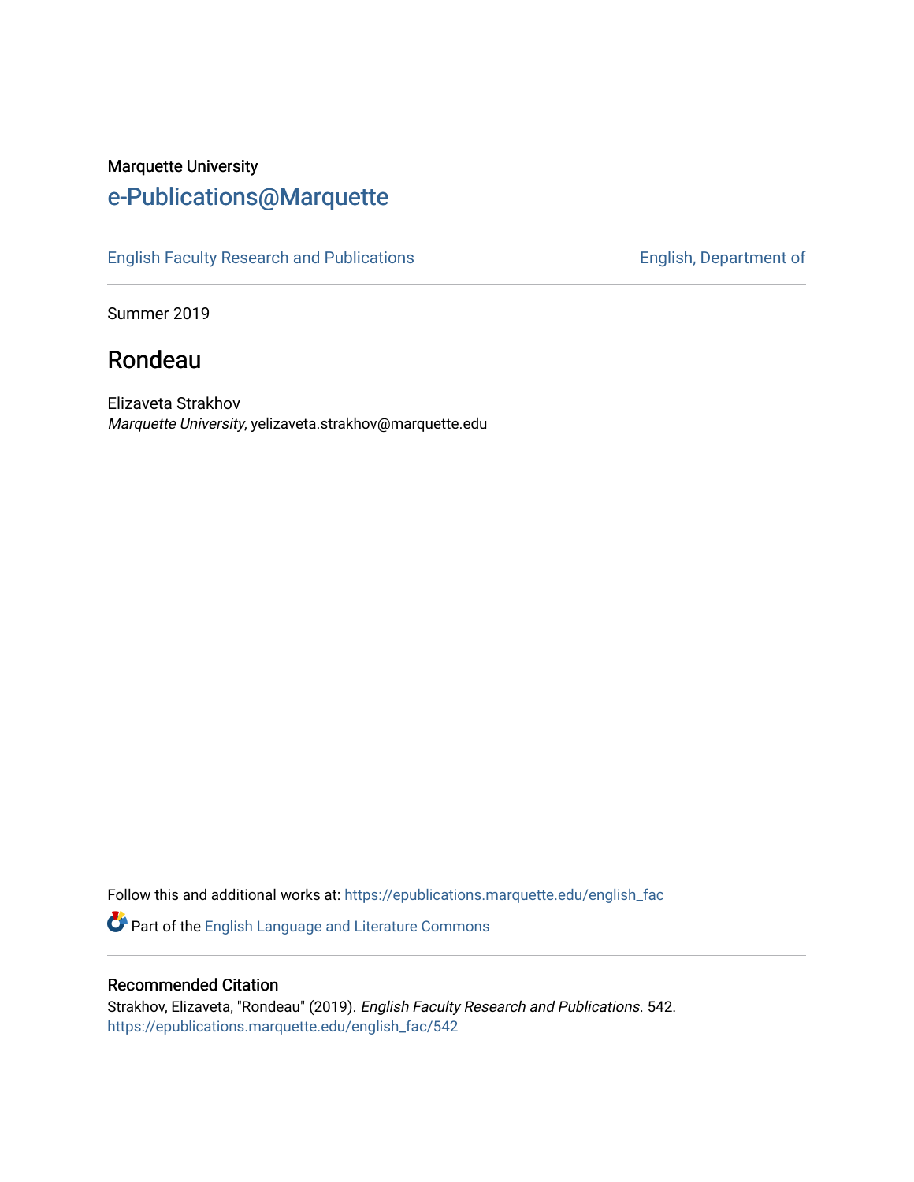Marquette University

# e-Publications@Marquette

English Faculty Research and Publications | English, Department of

Summer 2019

## Rondeau

Elizaveta Strakhov
*Marquette University*, yelizaveta.strakhov@marquette.edu

Follow this and additional works at: https://epublications.marquette.edu/english_fac

Part of the English Language and Literature Commons

### Recommended Citation

Strakhov, Elizaveta, "Rondeau" (2019). *English Faculty Research and Publications*. 542.
https://epublications.marquette.edu/english_fac/542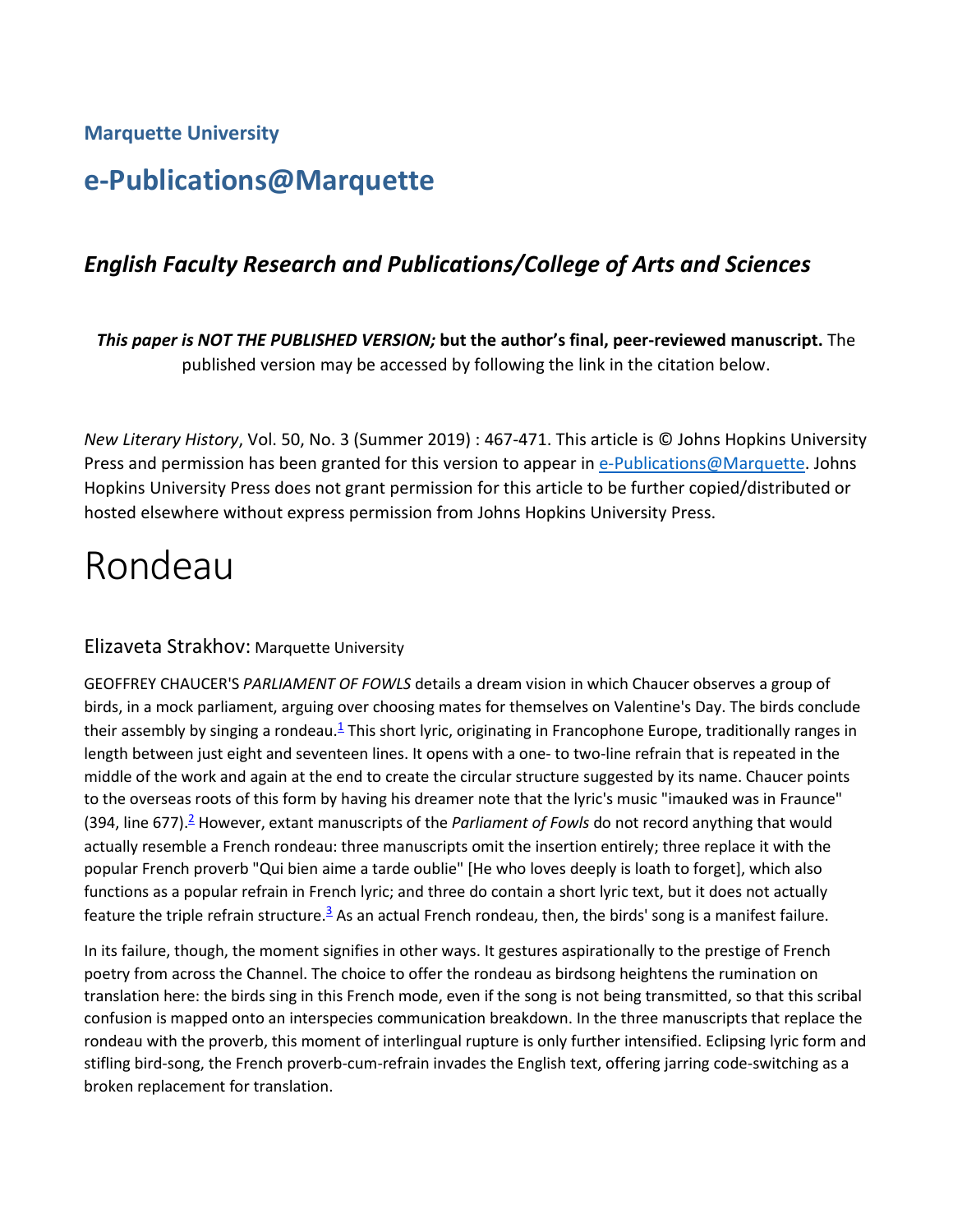**Marquette University**

## e-Publications@Marquette

### *English Faculty Research and Publications/College of Arts and Sciences*

***This paper is NOT THE PUBLISHED VERSION;* but the author's final, peer-reviewed manuscript.** The published version may be accessed by following the link in the citation below.

*New Literary History*, Vol. 50, No. 3 (Summer 2019) : 467-471. This article is © Johns Hopkins University Press and permission has been granted for this version to appear in [e-Publications@Marquette](). Johns Hopkins University Press does not grant permission for this article to be further copied/distributed or hosted elsewhere without express permission from Johns Hopkins University Press.

# Rondeau

Elizaveta Strakhov: Marquette University

GEOFFREY CHAUCER'S *PARLIAMENT OF FOWLS* details a dream vision in which Chaucer observes a group of birds, in a mock parliament, arguing over choosing mates for themselves on Valentine's Day. The birds conclude their assembly by singing a rondeau.[1] This short lyric, originating in Francophone Europe, traditionally ranges in length between just eight and seventeen lines. It opens with a one- to two-line refrain that is repeated in the middle of the work and again at the end to create the circular structure suggested by its name. Chaucer points to the overseas roots of this form by having his dreamer note that the lyric's music "imauked was in Fraunce" (394, line 677).[2] However, extant manuscripts of the *Parliament of Fowls* do not record anything that would actually resemble a French rondeau: three manuscripts omit the insertion entirely; three replace it with the popular French proverb "Qui bien aime a tarde oublie" [He who loves deeply is loath to forget], which also functions as a popular refrain in French lyric; and three do contain a short lyric text, but it does not actually feature the triple refrain structure.[3] As an actual French rondeau, then, the birds' song is a manifest failure.

In its failure, though, the moment signifies in other ways. It gestures aspirationally to the prestige of French poetry from across the Channel. The choice to offer the rondeau as birdsong heightens the rumination on translation here: the birds sing in this French mode, even if the song is not being transmitted, so that this scribal confusion is mapped onto an interspecies communication breakdown. In the three manuscripts that replace the rondeau with the proverb, this moment of interlingual rupture is only further intensified. Eclipsing lyric form and stifling bird-song, the French proverb-cum-refrain invades the English text, offering jarring code-switching as a broken replacement for translation.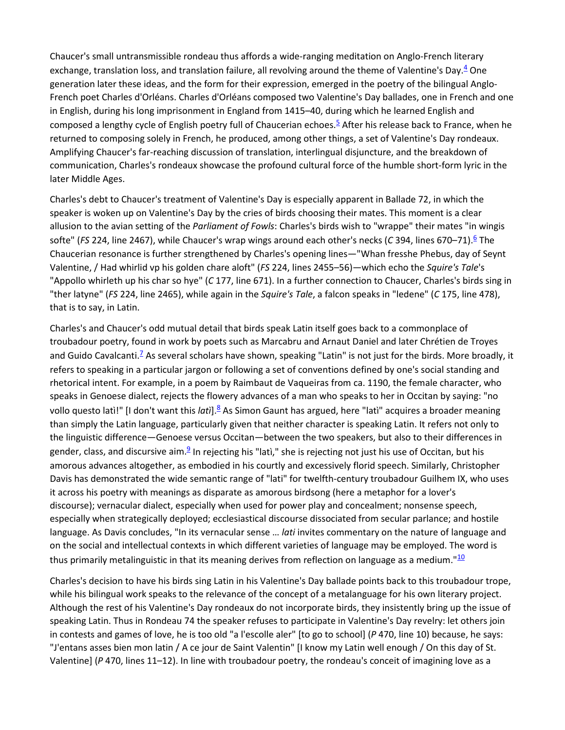Chaucer's small untransmissible rondeau thus affords a wide-ranging meditation on Anglo-French literary exchange, translation loss, and translation failure, all revolving around the theme of Valentine's Day.[4] One generation later these ideas, and the form for their expression, emerged in the poetry of the bilingual Anglo-French poet Charles d'Orléans. Charles d'Orléans composed two Valentine's Day ballades, one in French and one in English, during his long imprisonment in England from 1415–40, during which he learned English and composed a lengthy cycle of English poetry full of Chaucerian echoes.[5] After his release back to France, when he returned to composing solely in French, he produced, among other things, a set of Valentine's Day rondeaux. Amplifying Chaucer's far-reaching discussion of translation, interlingual disjuncture, and the breakdown of communication, Charles's rondeaux showcase the profound cultural force of the humble short-form lyric in the later Middle Ages.

Charles's debt to Chaucer's treatment of Valentine's Day is especially apparent in Ballade 72, in which the speaker is woken up on Valentine's Day by the cries of birds choosing their mates. This moment is a clear allusion to the avian setting of the *Parliament of Fowls*: Charles's birds wish to "wrappe" their mates "in wingis softe" (*FS* 224, line 2467), while Chaucer's wrap wings around each other's necks (*C* 394, lines 670–71).[6] The Chaucerian resonance is further strengthened by Charles's opening lines—"Whan fresshe Phebus, day of Seynt Valentine, / Had whirlid vp his golden chare aloft" (*FS* 224, lines 2455–56)—which echo the *Squire's Tale*'s "Appollo whirleth up his char so hye" (*C* 177, line 671). In a further connection to Chaucer, Charles's birds sing in "ther latyne" (*FS* 224, line 2465), while again in the *Squire's Tale*, a falcon speaks in "ledene" (*C* 175, line 478), that is to say, in Latin.

Charles's and Chaucer's odd mutual detail that birds speak Latin itself goes back to a commonplace of troubadour poetry, found in work by poets such as Marcabru and Arnaut Daniel and later Chrétien de Troyes and Guido Cavalcanti.[7] As several scholars have shown, speaking "Latin" is not just for the birds. More broadly, it refers to speaking in a particular jargon or following a set of conventions defined by one's social standing and rhetorical intent. For example, in a poem by Raimbaut de Vaqueiras from ca. 1190, the female character, who speaks in Genoese dialect, rejects the flowery advances of a man who speaks to her in Occitan by saying: "no vollo questo latì!" [I don't want this *latì*].[8] As Simon Gaunt has argued, here "latì" acquires a broader meaning than simply the Latin language, particularly given that neither character is speaking Latin. It refers not only to the linguistic difference—Genoese versus Occitan—between the two speakers, but also to their differences in gender, class, and discursive aim.[9] In rejecting his "latì," she is rejecting not just his use of Occitan, but his amorous advances altogether, as embodied in his courtly and excessively florid speech. Similarly, Christopher Davis has demonstrated the wide semantic range of "lati" for twelfth-century troubadour Guilhem IX, who uses it across his poetry with meanings as disparate as amorous birdsong (here a metaphor for a lover's discourse); vernacular dialect, especially when used for power play and concealment; nonsense speech, especially when strategically deployed; ecclesiastical discourse dissociated from secular parlance; and hostile language. As Davis concludes, "In its vernacular sense … *lati* invites commentary on the nature of language and on the social and intellectual contexts in which different varieties of language may be employed. The word is thus primarily metalinguistic in that its meaning derives from reflection on language as a medium."[10]

Charles's decision to have his birds sing Latin in his Valentine's Day ballade points back to this troubadour trope, while his bilingual work speaks to the relevance of the concept of a metalanguage for his own literary project. Although the rest of his Valentine's Day rondeaux do not incorporate birds, they insistently bring up the issue of speaking Latin. Thus in Rondeau 74 the speaker refuses to participate in Valentine's Day revelry: let others join in contests and games of love, he is too old "a l'escolle aler" [to go to school] (*P* 470, line 10) because, he says: "J'entans asses bien mon latin / A ce jour de Saint Valentin" [I know my Latin well enough / On this day of St. Valentine] (*P* 470, lines 11–12). In line with troubadour poetry, the rondeau's conceit of imagining love as a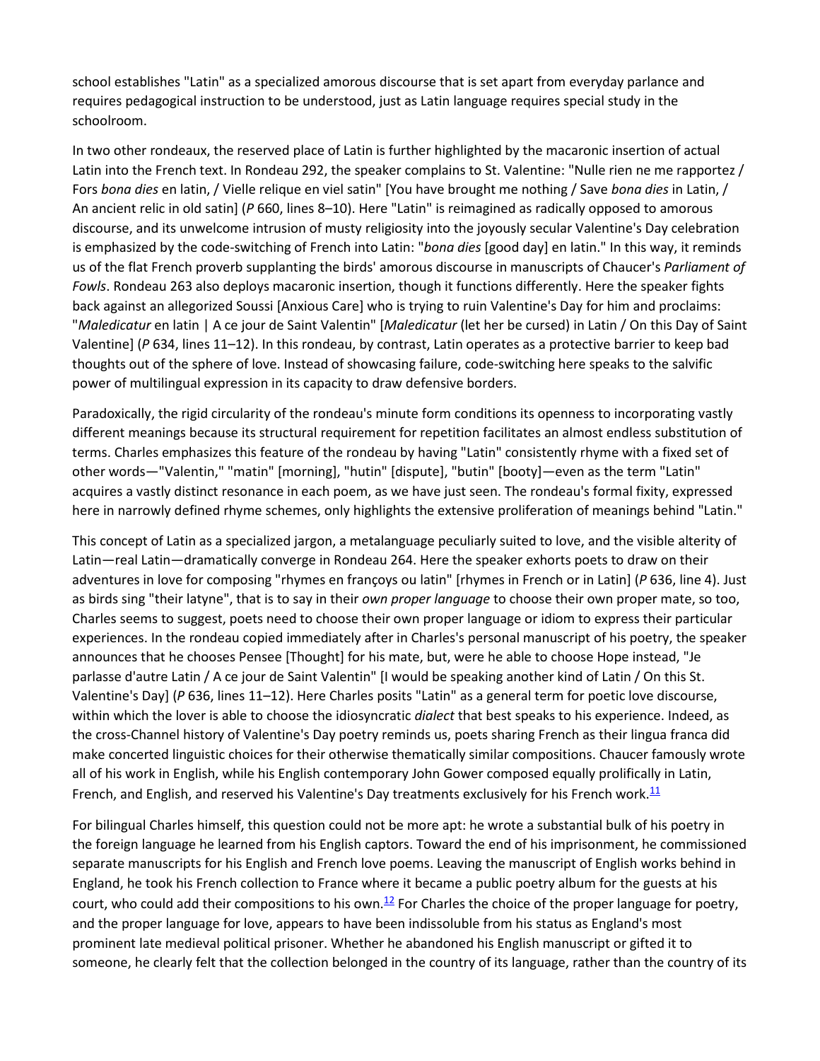school establishes "Latin" as a specialized amorous discourse that is set apart from everyday parlance and requires pedagogical instruction to be understood, just as Latin language requires special study in the schoolroom.

In two other rondeaux, the reserved place of Latin is further highlighted by the macaronic insertion of actual Latin into the French text. In Rondeau 292, the speaker complains to St. Valentine: "Nulle rien ne me rapportez / Fors *bona dies* en latin, / Vielle relique en viel satin" [You have brought me nothing / Save *bona dies* in Latin, / An ancient relic in old satin] (*P* 660, lines 8–10). Here "Latin" is reimagined as radically opposed to amorous discourse, and its unwelcome intrusion of musty religiosity into the joyously secular Valentine's Day celebration is emphasized by the code-switching of French into Latin: "*bona dies* [good day] en latin." In this way, it reminds us of the flat French proverb supplanting the birds' amorous discourse in manuscripts of Chaucer's *Parliament of Fowls*. Rondeau 263 also deploys macaronic insertion, though it functions differently. Here the speaker fights back against an allegorized Soussi [Anxious Care] who is trying to ruin Valentine's Day for him and proclaims: "*Maledicatur* en latin | A ce jour de Saint Valentin" [*Maledicatur* (let her be cursed) in Latin / On this Day of Saint Valentine] (*P* 634, lines 11–12). In this rondeau, by contrast, Latin operates as a protective barrier to keep bad thoughts out of the sphere of love. Instead of showcasing failure, code-switching here speaks to the salvific power of multilingual expression in its capacity to draw defensive borders.

Paradoxically, the rigid circularity of the rondeau's minute form conditions its openness to incorporating vastly different meanings because its structural requirement for repetition facilitates an almost endless substitution of terms. Charles emphasizes this feature of the rondeau by having "Latin" consistently rhyme with a fixed set of other words—"Valentin," "matin" [morning], "hutin" [dispute], "butin" [booty]—even as the term "Latin" acquires a vastly distinct resonance in each poem, as we have just seen. The rondeau's formal fixity, expressed here in narrowly defined rhyme schemes, only highlights the extensive proliferation of meanings behind "Latin."

This concept of Latin as a specialized jargon, a metalanguage peculiarly suited to love, and the visible alterity of Latin—real Latin—dramatically converge in Rondeau 264. Here the speaker exhorts poets to draw on their adventures in love for composing "rhymes en françoys ou latin" [rhymes in French or in Latin] (*P* 636, line 4). Just as birds sing "their latyne", that is to say in their *own proper language* to choose their own proper mate, so too, Charles seems to suggest, poets need to choose their own proper language or idiom to express their particular experiences. In the rondeau copied immediately after in Charles's personal manuscript of his poetry, the speaker announces that he chooses Pensee [Thought] for his mate, but, were he able to choose Hope instead, "Je parlasse d'autre Latin / A ce jour de Saint Valentin" [I would be speaking another kind of Latin / On this St. Valentine's Day] (*P* 636, lines 11–12). Here Charles posits "Latin" as a general term for poetic love discourse, within which the lover is able to choose the idiosyncratic *dialect* that best speaks to his experience. Indeed, as the cross-Channel history of Valentine's Day poetry reminds us, poets sharing French as their lingua franca did make concerted linguistic choices for their otherwise thematically similar compositions. Chaucer famously wrote all of his work in English, while his English contemporary John Gower composed equally prolifically in Latin, French, and English, and reserved his Valentine's Day treatments exclusively for his French work.[11]

For bilingual Charles himself, this question could not be more apt: he wrote a substantial bulk of his poetry in the foreign language he learned from his English captors. Toward the end of his imprisonment, he commissioned separate manuscripts for his English and French love poems. Leaving the manuscript of English works behind in England, he took his French collection to France where it became a public poetry album for the guests at his court, who could add their compositions to his own.[12] For Charles the choice of the proper language for poetry, and the proper language for love, appears to have been indissoluble from his status as England's most prominent late medieval political prisoner. Whether he abandoned his English manuscript or gifted it to someone, he clearly felt that the collection belonged in the country of its language, rather than the country of its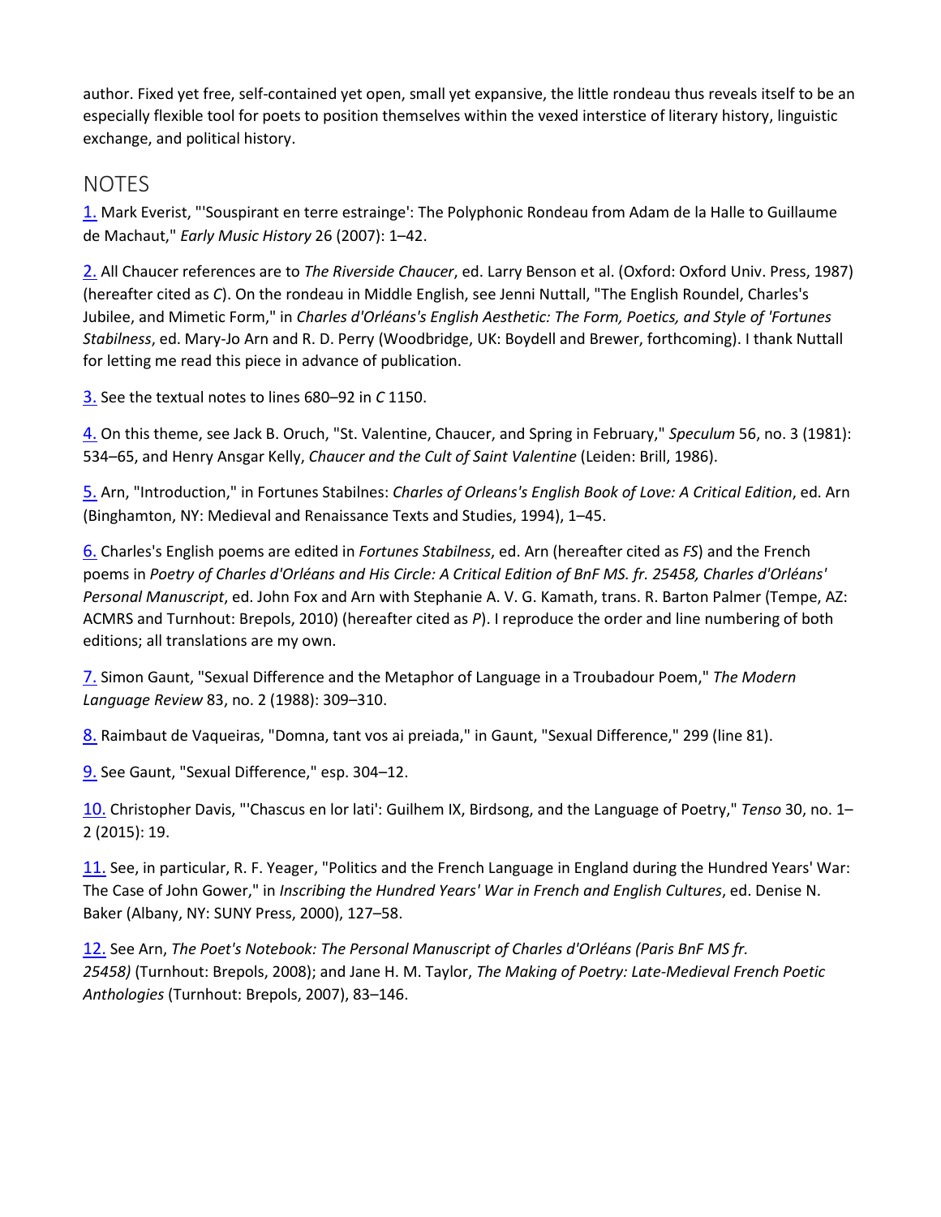author. Fixed yet free, self-contained yet open, small yet expansive, the little rondeau thus reveals itself to be an especially flexible tool for poets to position themselves within the vexed interstice of literary history, linguistic exchange, and political history.

## NOTES

1. Mark Everist, "'Souspirant en terre estrainge': The Polyphonic Rondeau from Adam de la Halle to Guillaume de Machaut," *Early Music History* 26 (2007): 1–42.

2. All Chaucer references are to *The Riverside Chaucer*, ed. Larry Benson et al. (Oxford: Oxford Univ. Press, 1987) (hereafter cited as *C*). On the rondeau in Middle English, see Jenni Nuttall, "The English Roundel, Charles's Jubilee, and Mimetic Form," in *Charles d'Orléans's English Aesthetic: The Form, Poetics, and Style of 'Fortunes Stabilness*, ed. Mary-Jo Arn and R. D. Perry (Woodbridge, UK: Boydell and Brewer, forthcoming). I thank Nuttall for letting me read this piece in advance of publication.

3. See the textual notes to lines 680–92 in *C* 1150.

4. On this theme, see Jack B. Oruch, "St. Valentine, Chaucer, and Spring in February," *Speculum* 56, no. 3 (1981): 534–65, and Henry Ansgar Kelly, *Chaucer and the Cult of Saint Valentine* (Leiden: Brill, 1986).

5. Arn, "Introduction," in Fortunes Stabilnes: *Charles of Orleans's English Book of Love: A Critical Edition*, ed. Arn (Binghamton, NY: Medieval and Renaissance Texts and Studies, 1994), 1–45.

6. Charles's English poems are edited in *Fortunes Stabilness*, ed. Arn (hereafter cited as *FS*) and the French poems in *Poetry of Charles d'Orléans and His Circle: A Critical Edition of BnF MS. fr. 25458, Charles d'Orléans' Personal Manuscript*, ed. John Fox and Arn with Stephanie A. V. G. Kamath, trans. R. Barton Palmer (Tempe, AZ: ACMRS and Turnhout: Brepols, 2010) (hereafter cited as *P*). I reproduce the order and line numbering of both editions; all translations are my own.

7. Simon Gaunt, "Sexual Difference and the Metaphor of Language in a Troubadour Poem," *The Modern Language Review* 83, no. 2 (1988): 309–310.

8. Raimbaut de Vaqueiras, "Domna, tant vos ai preiada," in Gaunt, "Sexual Difference," 299 (line 81).

9. See Gaunt, "Sexual Difference," esp. 304–12.

10. Christopher Davis, "'Chascus en lor lati': Guilhem IX, Birdsong, and the Language of Poetry," *Tenso* 30, no. 1–2 (2015): 19.

11. See, in particular, R. F. Yeager, "Politics and the French Language in England during the Hundred Years' War: The Case of John Gower," in *Inscribing the Hundred Years' War in French and English Cultures*, ed. Denise N. Baker (Albany, NY: SUNY Press, 2000), 127–58.

12. See Arn, *The Poet's Notebook: The Personal Manuscript of Charles d'Orléans (Paris BnF MS fr. 25458)* (Turnhout: Brepols, 2008); and Jane H. M. Taylor, *The Making of Poetry: Late-Medieval French Poetic Anthologies* (Turnhout: Brepols, 2007), 83–146.